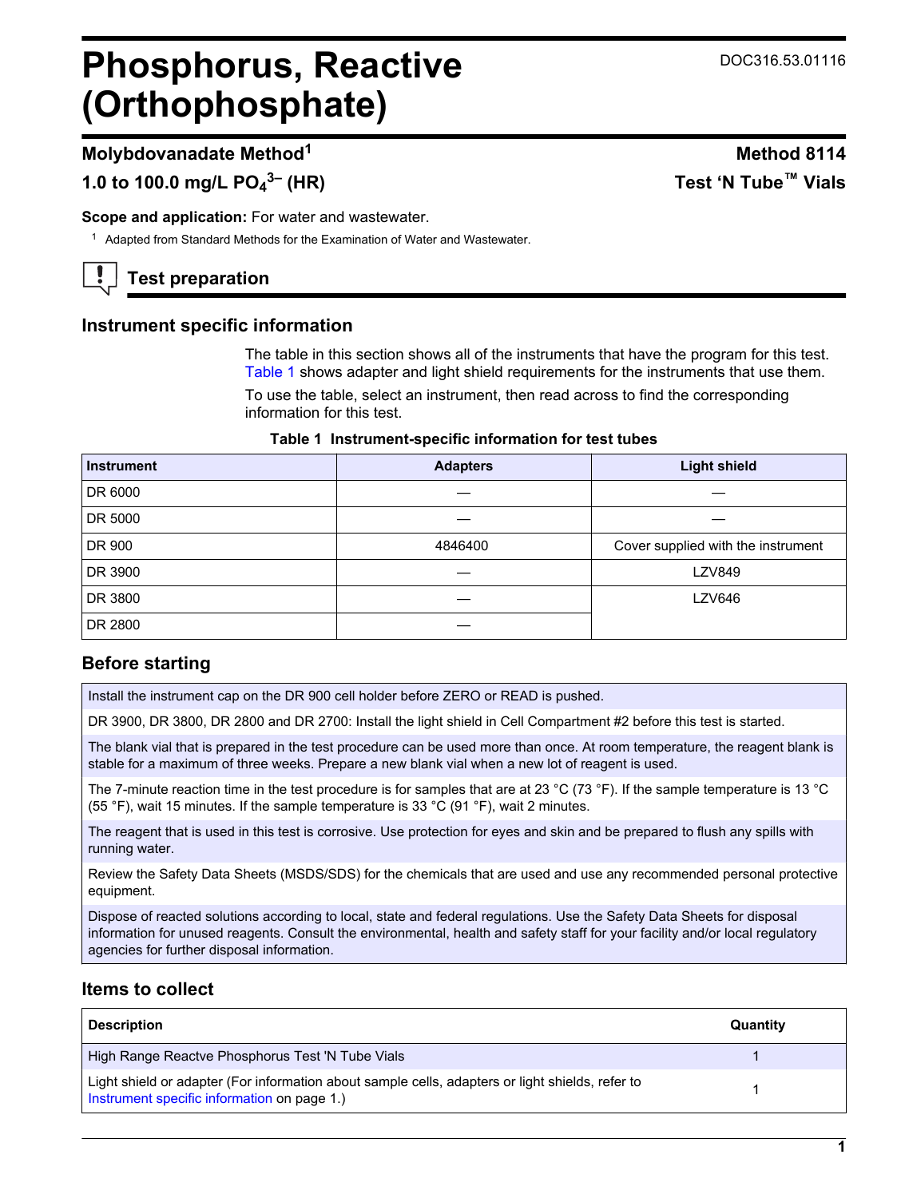DOC316.53.01116

# Phosphorus, Reactive (Orthophosphate)

## Molybdovanadate Method[1]

## Method 8114

## 1.0 to 100.0 mg/L $PO_4^{3-}$ (HR)

## Test 'N Tube™ Vials

**Scope and application:** For water and wastewater.

[1] Adapted from Standard Methods for the Examination of Water and Wastewater.

## Test preparation

### Instrument specific information

The table in this section shows all of the instruments that have the program for this test. Table 1 shows adapter and light shield requirements for the instruments that use them.

To use the table, select an instrument, then read across to find the corresponding information for this test.

**Table 1 Instrument-specific information for test tubes**

| Instrument | Adapters | Light shield |
|---|---|---|
| DR 6000 | — | — |
| DR 5000 | — | — |
| DR 900 | 4846400 | Cover supplied with the instrument |
| DR 3900 | — | LZV849 |
| DR 3800 | — | LZV646 |
| DR 2800 | — | |

### Before starting

Install the instrument cap on the DR 900 cell holder before ZERO or READ is pushed.

DR 3900, DR 3800, DR 2800 and DR 2700: Install the light shield in Cell Compartment #2 before this test is started.

The blank vial that is prepared in the test procedure can be used more than once. At room temperature, the reagent blank is stable for a maximum of three weeks. Prepare a new blank vial when a new lot of reagent is used.

The 7-minute reaction time in the test procedure is for samples that are at 23 °C (73 °F). If the sample temperature is 13 °C (55 °F), wait 15 minutes. If the sample temperature is 33 °C (91 °F), wait 2 minutes.

The reagent that is used in this test is corrosive. Use protection for eyes and skin and be prepared to flush any spills with running water.

Review the Safety Data Sheets (MSDS/SDS) for the chemicals that are used and use any recommended personal protective equipment.

Dispose of reacted solutions according to local, state and federal regulations. Use the Safety Data Sheets for disposal information for unused reagents. Consult the environmental, health and safety staff for your facility and/or local regulatory agencies for further disposal information.

### Items to collect

| Description | Quantity |
|---|---|
| High Range Reactve Phosphorus Test 'N Tube Vials | 1 |
| Light shield or adapter (For information about sample cells, adapters or light shields, refer to Instrument specific information on page 1.) | 1 |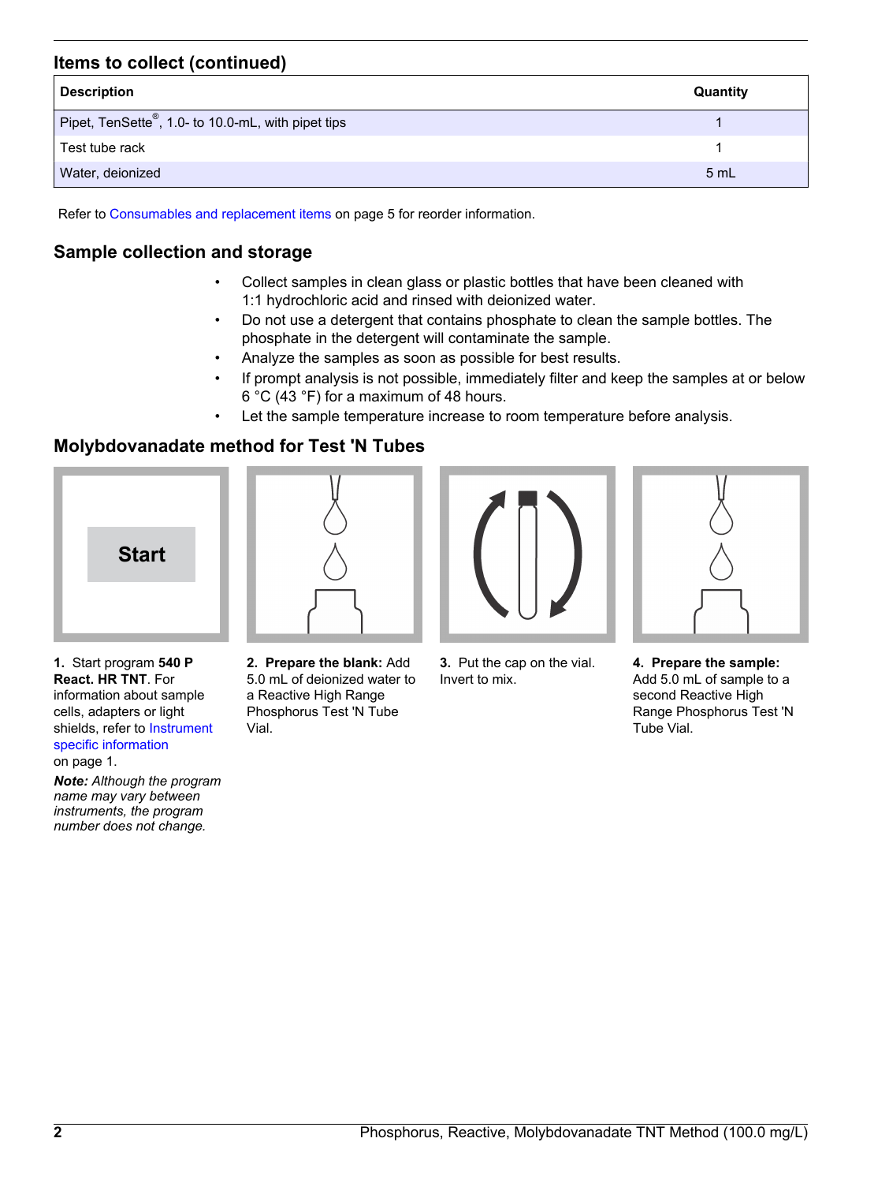## Items to collect (continued)

| Description | Quantity |
| --- | --- |
| Pipet, TenSette®, 1.0- to 10.0-mL, with pipet tips | 1 |
| Test tube rack | 1 |
| Water, deionized | 5 mL |

Refer to Consumables and replacement items on page 5 for reorder information.

## Sample collection and storage

- Collect samples in clean glass or plastic bottles that have been cleaned with 1:1 hydrochloric acid and rinsed with deionized water.
- Do not use a detergent that contains phosphate to clean the sample bottles. The phosphate in the detergent will contaminate the sample.
- Analyze the samples as soon as possible for best results.
- If prompt analysis is not possible, immediately filter and keep the samples at or below 6 °C (43 °F) for a maximum of 48 hours.
- Let the sample temperature increase to room temperature before analysis.

## Molybdovanadate method for Test 'N Tubes

Start

**1.** Start program **540 P React. HR TNT**. For information about sample cells, adapters or light shields, refer to Instrument specific information on page 1.

***Note:*** *Although the program name may vary between instruments, the program number does not change.*

**2. Prepare the blank:** Add 5.0 mL of deionized water to a Reactive High Range Phosphorus Test 'N Tube Vial.

**3.** Put the cap on the vial. Invert to mix.

**4. Prepare the sample:** Add 5.0 mL of sample to a second Reactive High Range Phosphorus Test 'N Tube Vial.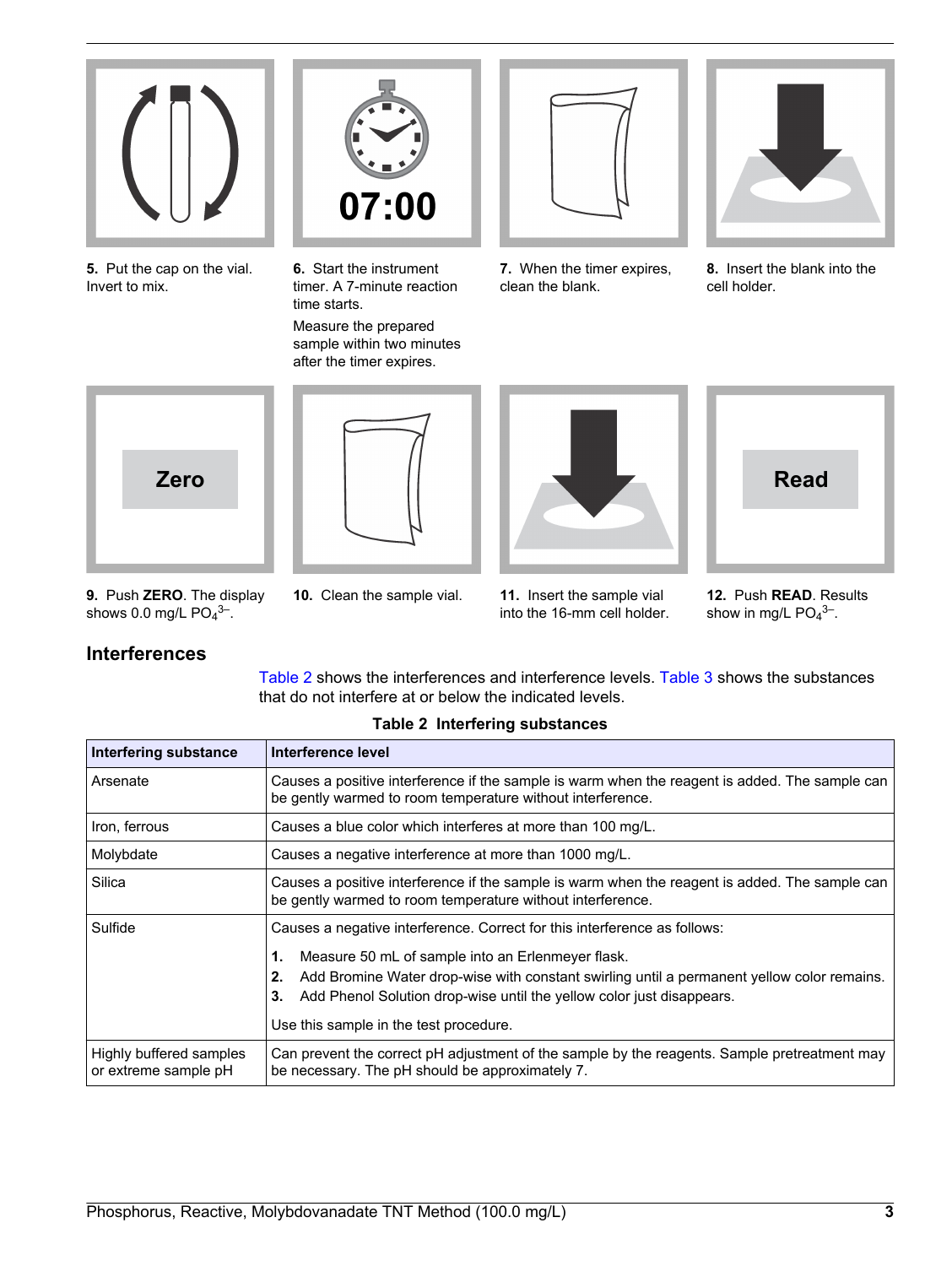5. Put the cap on the vial. Invert to mix.

6. Start the instrument timer. A 7-minute reaction time starts.

Measure the prepared sample within two minutes after the timer expires.

7. When the timer expires, clean the blank.

8. Insert the blank into the cell holder.

9. Push **ZERO**. The display shows 0.0 mg/L $PO_4^{3-}$.

10. Clean the sample vial.

11. Insert the sample vial into the 16-mm cell holder.

12. Push **READ**. Results show in mg/L $PO_4^{3-}$.

## Interferences

Table 2 shows the interferences and interference levels. Table 3 shows the substances that do not interfere at or below the indicated levels.

**Table 2 Interfering substances**

| Interfering substance | Interference level |
|---|---|
| Arsenate | Causes a positive interference if the sample is warm when the reagent is added. The sample can be gently warmed to room temperature without interference. |
| Iron, ferrous | Causes a blue color which interferes at more than 100 mg/L. |
| Molybdate | Causes a negative interference at more than 1000 mg/L. |
| Silica | Causes a positive interference if the sample is warm when the reagent is added. The sample can be gently warmed to room temperature without interference. |
| Sulfide | Causes a negative interference. Correct for this interference as follows: **1.** Measure 50 mL of sample into an Erlenmeyer flask. **2.** Add Bromine Water drop-wise with constant swirling until a permanent yellow color remains. **3.** Add Phenol Solution drop-wise until the yellow color just disappears. Use this sample in the test procedure. |
| Highly buffered samples or extreme sample pH | Can prevent the correct pH adjustment of the sample by the reagents. Sample pretreatment may be necessary. The pH should be approximately 7. |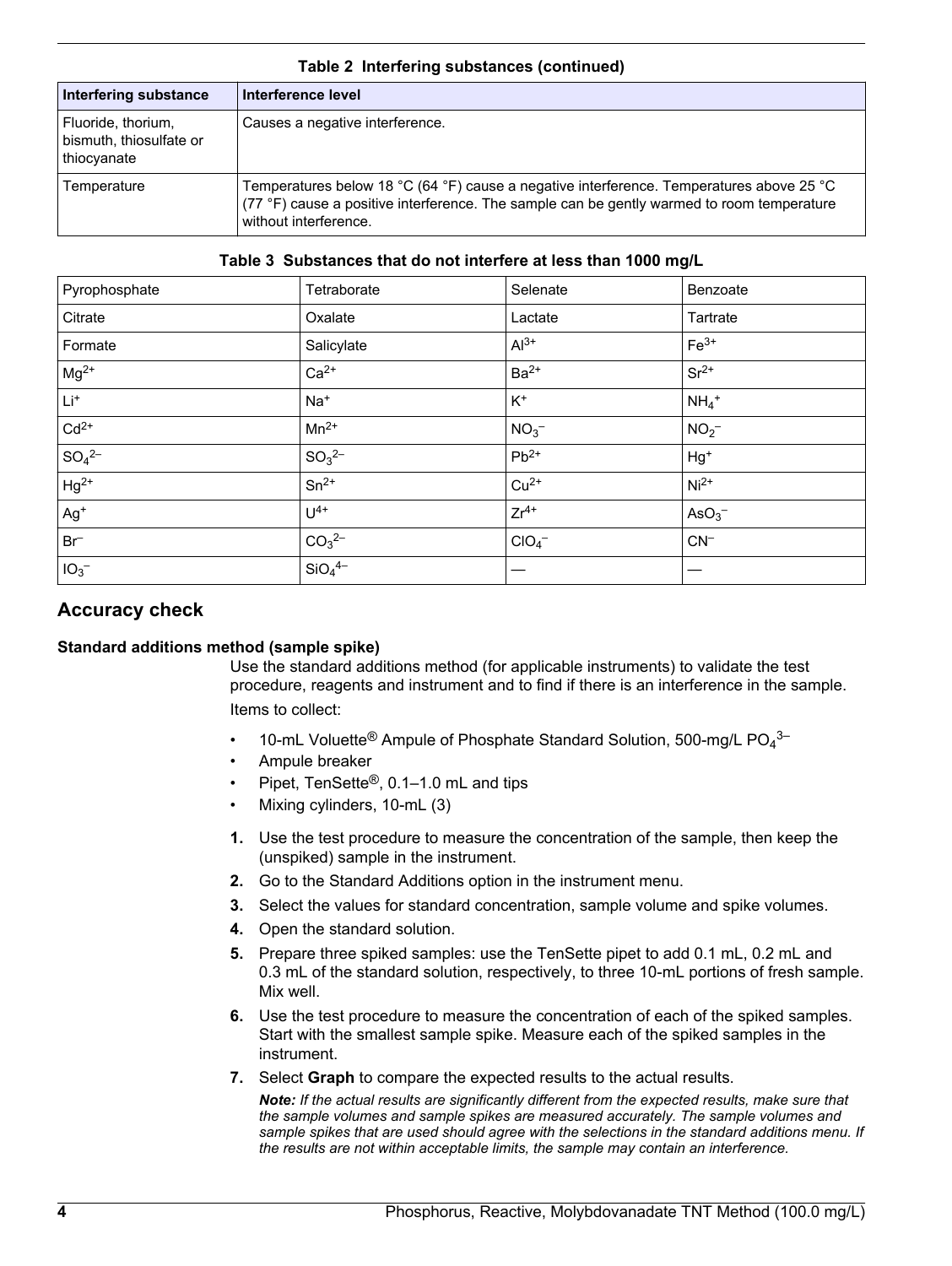**Table 2 Interfering substances (continued)**

| Interfering substance | Interference level |
|---|---|
| Fluoride, thorium, bismuth, thiosulfate or thiocyanate | Causes a negative interference. |
| Temperature | Temperatures below 18 °C (64 °F) cause a negative interference. Temperatures above 25 °C (77 °F) cause a positive interference. The sample can be gently warmed to room temperature without interference. |

**Table 3 Substances that do not interfere at less than 1000 mg/L**

| | | | |
|---|---|---|---|
| Pyrophosphate | Tetraborate | Selenate | Benzoate |
| Citrate | Oxalate | Lactate | Tartrate |
| Formate | Salicylate | $Al^{3+}$ | $Fe^{3+}$ |
| $Mg^{2+}$ | $Ca^{2+}$ | $Ba^{2+}$ | $Sr^{2+}$ |
| $Li^{+}$ | $Na^{+}$ | $K^{+}$ | $NH_4^{+}$ |
| $Cd^{2+}$ | $Mn^{2+}$ | $NO_3^{-}$ | $NO_2^{-}$ |
| $SO_4^{2-}$ | $SO_3^{2-}$ | $Pb^{2+}$ | $Hg^{+}$ |
| $Hg^{2+}$ | $Sn^{2+}$ | $Cu^{2+}$ | $Ni^{2+}$ |
| $Ag^{+}$ | $U^{4+}$ | $Zr^{4+}$ | $AsO_3^{-}$ |
| $Br^{-}$ | $CO_3^{2-}$ | $ClO_4^{-}$ | $CN^{-}$ |
| $IO_3^{-}$ | $SiO_4^{4-}$ | — | — |

## Accuracy check

### Standard additions method (sample spike)

Use the standard additions method (for applicable instruments) to validate the test procedure, reagents and instrument and to find if there is an interference in the sample.

Items to collect:

- 10-mL Voluette® Ampule of Phosphate Standard Solution, 500-mg/L $PO_4^{3-}$
- Ampule breaker
- Pipet, TenSette®, 0.1–1.0 mL and tips
- Mixing cylinders, 10-mL (3)

1. Use the test procedure to measure the concentration of the sample, then keep the (unspiked) sample in the instrument.
2. Go to the Standard Additions option in the instrument menu.
3. Select the values for standard concentration, sample volume and spike volumes.
4. Open the standard solution.
5. Prepare three spiked samples: use the TenSette pipet to add 0.1 mL, 0.2 mL and 0.3 mL of the standard solution, respectively, to three 10-mL portions of fresh sample. Mix well.
6. Use the test procedure to measure the concentration of each of the spiked samples. Start with the smallest sample spike. Measure each of the spiked samples in the instrument.
7. Select **Graph** to compare the expected results to the actual results.

   ***Note:*** *If the actual results are significantly different from the expected results, make sure that the sample volumes and sample spikes are measured accurately. The sample volumes and sample spikes that are used should agree with the selections in the standard additions menu. If the results are not within acceptable limits, the sample may contain an interference.*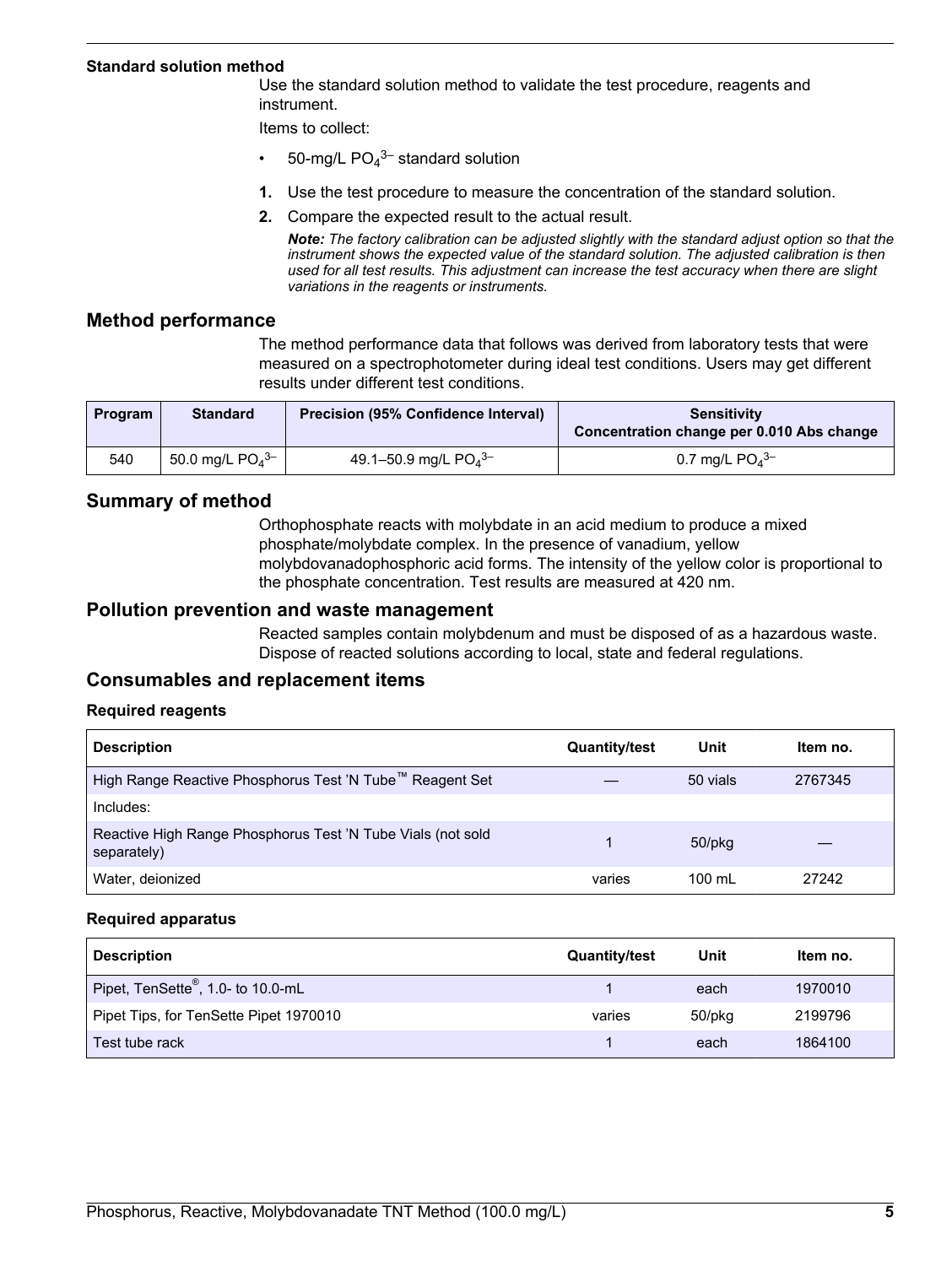### Standard solution method

Use the standard solution method to validate the test procedure, reagents and instrument.

Items to collect:

- 50-mg/L $PO_4^{3-}$ standard solution

1. Use the test procedure to measure the concentration of the standard solution.
2. Compare the expected result to the actual result.

   ***Note:*** *The factory calibration can be adjusted slightly with the standard adjust option so that the instrument shows the expected value of the standard solution. The adjusted calibration is then used for all test results. This adjustment can increase the test accuracy when there are slight variations in the reagents or instruments.*

## Method performance

The method performance data that follows was derived from laboratory tests that were measured on a spectrophotometer during ideal test conditions. Users may get different results under different test conditions.

| Program | Standard | Precision (95% Confidence Interval) | Sensitivity Concentration change per 0.010 Abs change |
|---|---|---|---|
| 540 | 50.0 mg/L $PO_4^{3-}$ | 49.1–50.9 mg/L $PO_4^{3-}$ | 0.7 mg/L $PO_4^{3-}$ |

## Summary of method

Orthophosphate reacts with molybdate in an acid medium to produce a mixed phosphate/molybdate complex. In the presence of vanadium, yellow molybdovanadophosphoric acid forms. The intensity of the yellow color is proportional to the phosphate concentration. Test results are measured at 420 nm.

## Pollution prevention and waste management

Reacted samples contain molybdenum and must be disposed of as a hazardous waste. Dispose of reacted solutions according to local, state and federal regulations.

## Consumables and replacement items

### Required reagents

| Description | Quantity/test | Unit | Item no. |
|---|---|---|---|
| High Range Reactive Phosphorus Test 'N Tube™ Reagent Set | — | 50 vials | 2767345 |
| Includes: | | | |
| Reactive High Range Phosphorus Test 'N Tube Vials (not sold separately) | 1 | 50/pkg | — |
| Water, deionized | varies | 100 mL | 27242 |

### Required apparatus

| Description | Quantity/test | Unit | Item no. |
|---|---|---|---|
| Pipet, TenSette®, 1.0- to 10.0-mL | 1 | each | 1970010 |
| Pipet Tips, for TenSette Pipet 1970010 | varies | 50/pkg | 2199796 |
| Test tube rack | 1 | each | 1864100 |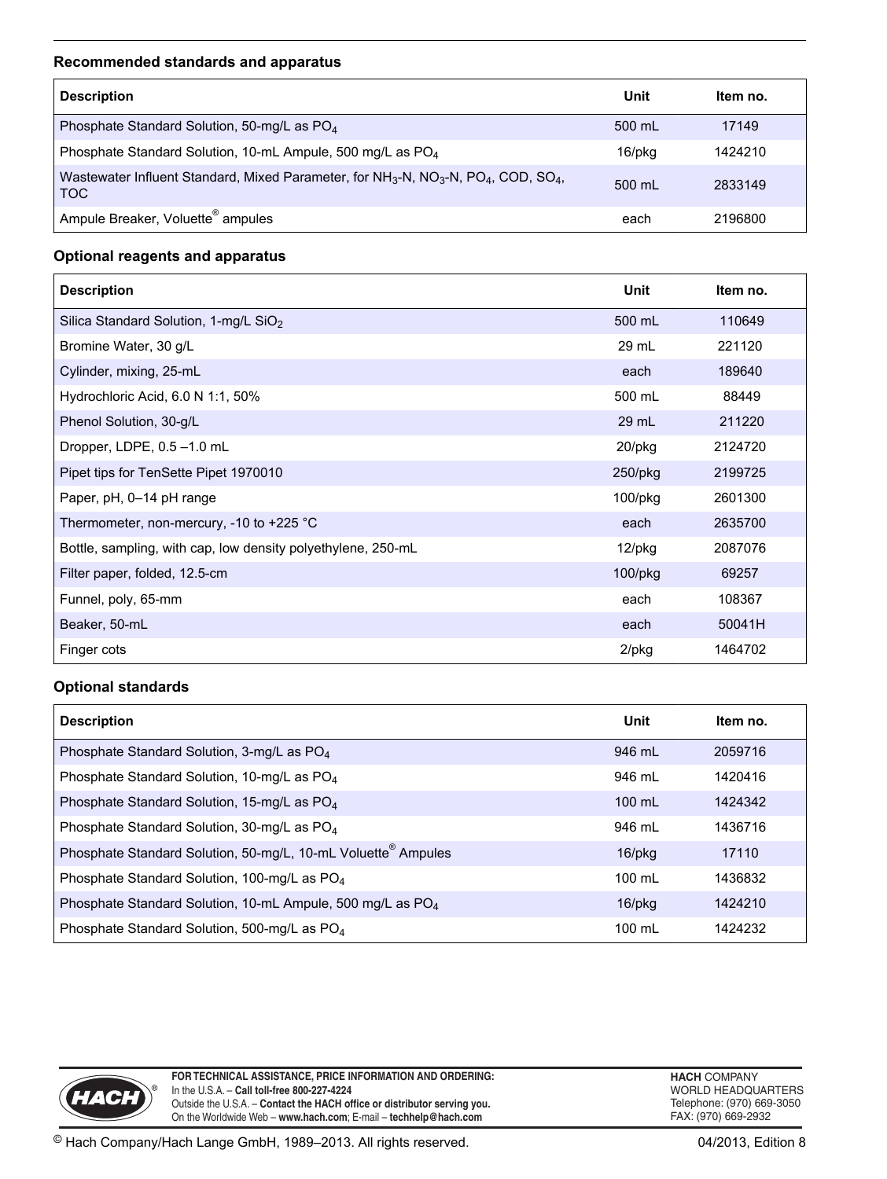### Recommended standards and apparatus

| Description | Unit | Item no. |
|---|---|---|
| Phosphate Standard Solution, 50-mg/L as $PO_4$ | 500 mL | 17149 |
| Phosphate Standard Solution, 10-mL Ampule, 500 mg/L as $PO_4$ | 16/pkg | 1424210 |
| Wastewater Influent Standard, Mixed Parameter, for $NH_3$-N, $NO_3$-N, $PO_4$, COD, $SO_4$, TOC | 500 mL | 2833149 |
| Ampule Breaker, Voluette® ampules | each | 2196800 |

### Optional reagents and apparatus

| Description | Unit | Item no. |
|---|---|---|
| Silica Standard Solution, 1-mg/L $SiO_2$ | 500 mL | 110649 |
| Bromine Water, 30 g/L | 29 mL | 221120 |
| Cylinder, mixing, 25-mL | each | 189640 |
| Hydrochloric Acid, 6.0 N 1:1, 50% | 500 mL | 88449 |
| Phenol Solution, 30-g/L | 29 mL | 211220 |
| Dropper, LDPE, 0.5 –1.0 mL | 20/pkg | 2124720 |
| Pipet tips for TenSette Pipet 1970010 | 250/pkg | 2199725 |
| Paper, pH, 0–14 pH range | 100/pkg | 2601300 |
| Thermometer, non-mercury, -10 to +225 °C | each | 2635700 |
| Bottle, sampling, with cap, low density polyethylene, 250-mL | 12/pkg | 2087076 |
| Filter paper, folded, 12.5-cm | 100/pkg | 69257 |
| Funnel, poly, 65-mm | each | 108367 |
| Beaker, 50-mL | each | 50041H |
| Finger cots | 2/pkg | 1464702 |

### Optional standards

| Description | Unit | Item no. |
|---|---|---|
| Phosphate Standard Solution, 3-mg/L as $PO_4$ | 946 mL | 2059716 |
| Phosphate Standard Solution, 10-mg/L as $PO_4$ | 946 mL | 1420416 |
| Phosphate Standard Solution, 15-mg/L as $PO_4$ | 100 mL | 1424342 |
| Phosphate Standard Solution, 30-mg/L as $PO_4$ | 946 mL | 1436716 |
| Phosphate Standard Solution, 50-mg/L, 10-mL Voluette® Ampules | 16/pkg | 17110 |
| Phosphate Standard Solution, 100-mg/L as $PO_4$ | 100 mL | 1436832 |
| Phosphate Standard Solution, 10-mL Ampule, 500 mg/L as $PO_4$ | 16/pkg | 1424210 |
| Phosphate Standard Solution, 500-mg/L as $PO_4$ | 100 mL | 1424232 |

**FOR TECHNICAL ASSISTANCE, PRICE INFORMATION AND ORDERING:**
In the U.S.A. – **Call toll-free 800-227-4224**
Outside the U.S.A. – **Contact the HACH office or distributor serving you.**
On the Worldwide Web – **www.hach.com**; E-mail – **techhelp@hach.com**

**HACH** COMPANY
WORLD HEADQUARTERS
Telephone: (970) 669-3050
FAX: (970) 669-2932

© Hach Company/Hach Lange GmbH, 1989–2013. All rights reserved.

04/2013, Edition 8